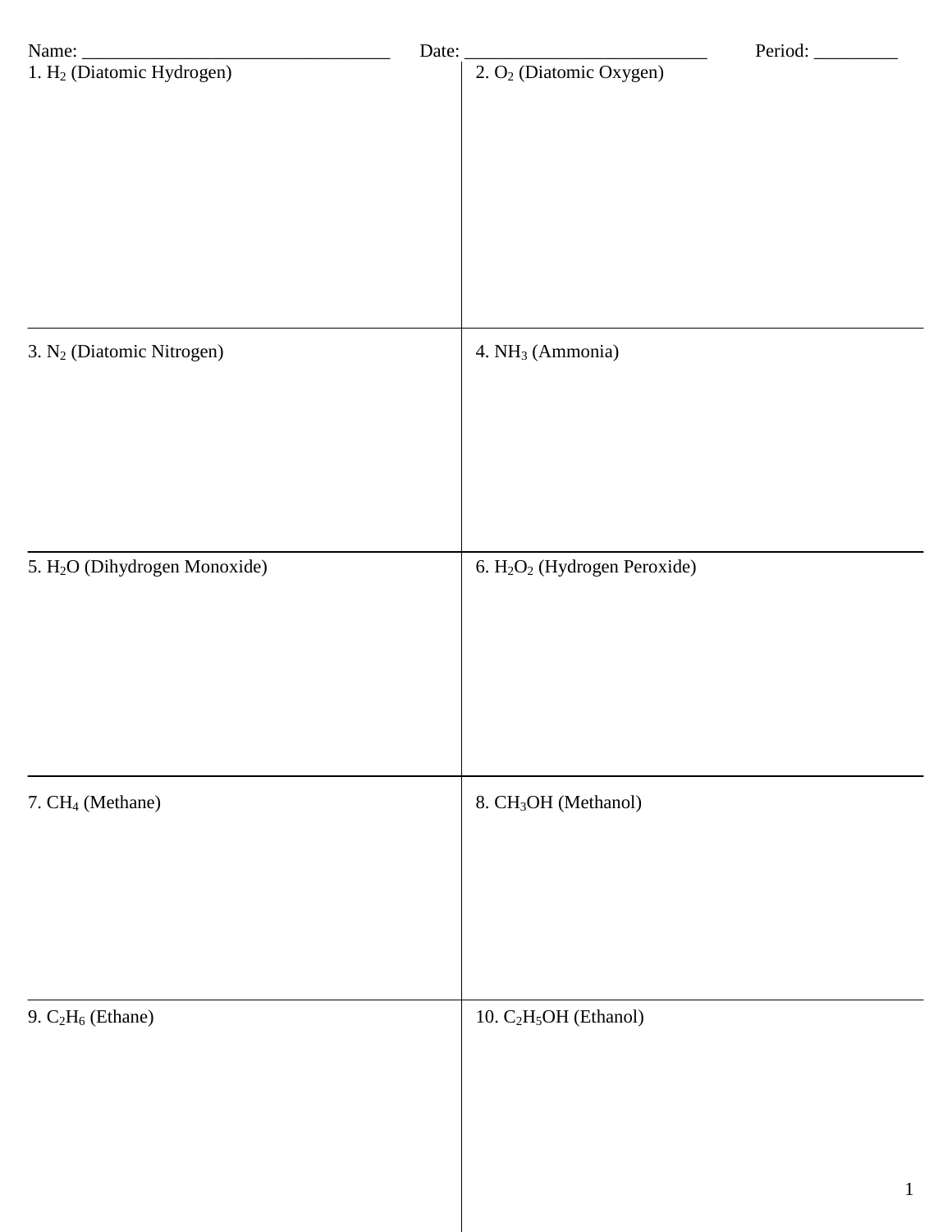Name: ________________________________ Date: __________________________ Period: _________

1. $H_2$ (Diatomic Hydrogen)

2. $O_2$ (Diatomic Oxygen)

3. $N_2$ (Diatomic Nitrogen)

4. $NH_3$ (Ammonia)

5. $H_2O$ (Dihydrogen Monoxide)

6. $H_2O_2$ (Hydrogen Peroxide)

7. $CH_4$ (Methane)

8. $CH_3OH$ (Methanol)

9. $C_2H_6$ (Ethane)

10. $C_2H_5OH$ (Ethanol)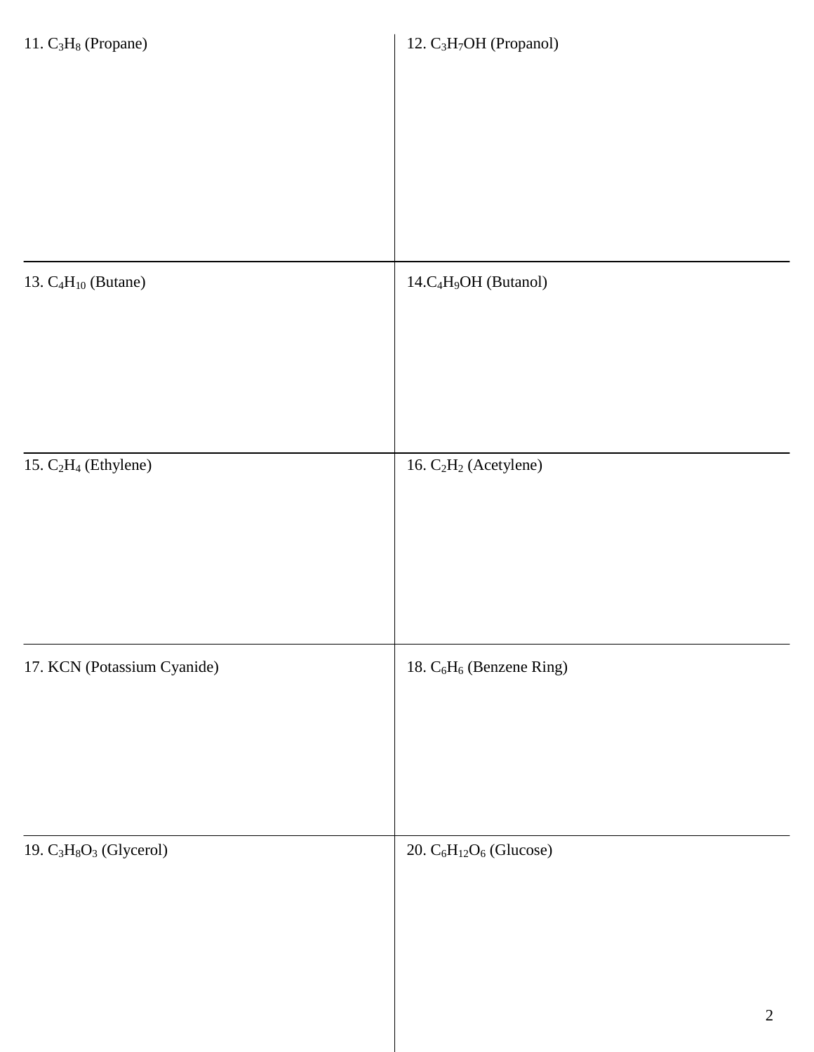11. $C_3H_8$ (Propane)

12. $C_3H_7OH$ (Propanol)

13. $C_4H_{10}$ (Butane)

14.$C_4H_9OH$ (Butanol)

15. $C_2H_4$ (Ethylene)

16. $C_2H_2$ (Acetylene)

17. KCN (Potassium Cyanide)

18. $C_6H_6$ (Benzene Ring)

19. $C_3H_8O_3$ (Glycerol)

20. $C_6H_{12}O_6$ (Glucose)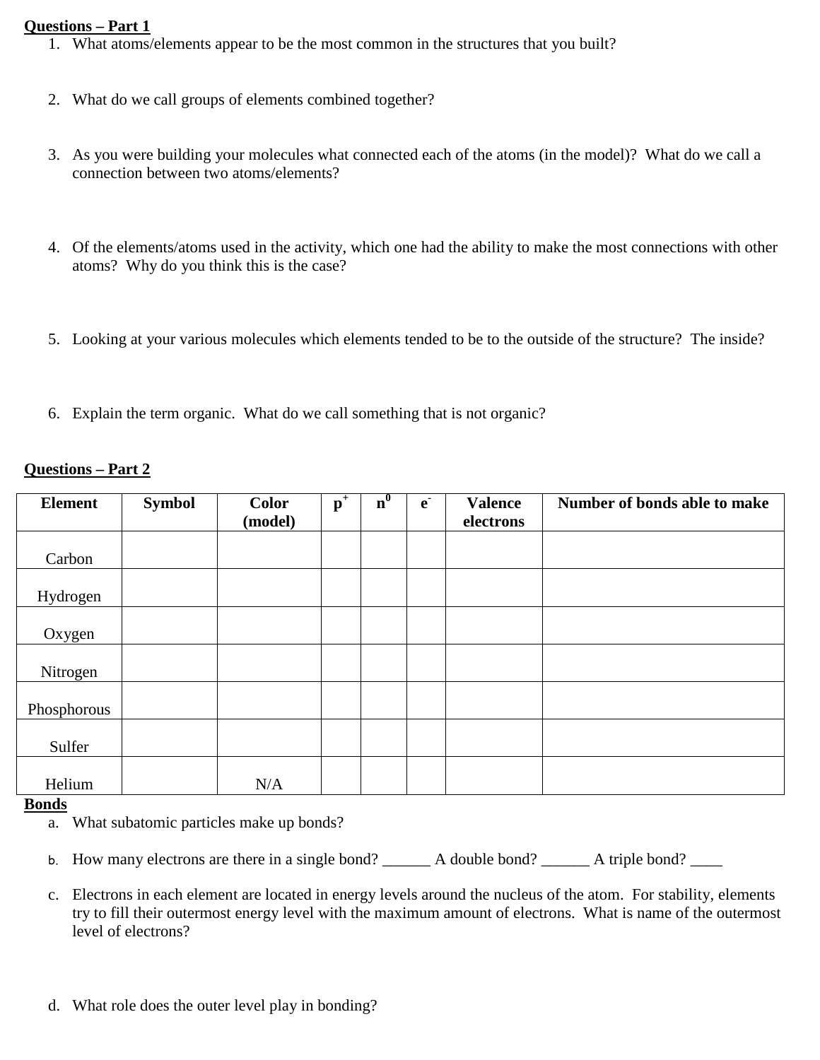**Questions – Part 1**

1. What atoms/elements appear to be the most common in the structures that you built?

2. What do we call groups of elements combined together?

3. As you were building your molecules what connected each of the atoms (in the model)? What do we call a connection between two atoms/elements?

4. Of the elements/atoms used in the activity, which one had the ability to make the most connections with other atoms? Why do you think this is the case?

5. Looking at your various molecules which elements tended to be to the outside of the structure? The inside?

6. Explain the term organic. What do we call something that is not organic?

**Questions – Part 2**

| Element | Symbol | Color (model) | $p^+$ | $n^0$ | $e^-$ | Valence electrons | Number of bonds able to make |
|---|---|---|---|---|---|---|---|
| Carbon | | | | | | | |
| Hydrogen | | | | | | | |
| Oxygen | | | | | | | |
| Nitrogen | | | | | | | |
| Phosphorous | | | | | | | |
| Sulfer | | | | | | | |
| Helium | | N/A | | | | | |

**Bonds**

a. What subatomic particles make up bonds?

b. How many electrons are there in a single bond? ______ A double bond? ______ A triple bond? ____

c. Electrons in each element are located in energy levels around the nucleus of the atom. For stability, elements try to fill their outermost energy level with the maximum amount of electrons. What is name of the outermost level of electrons?

d. What role does the outer level play in bonding?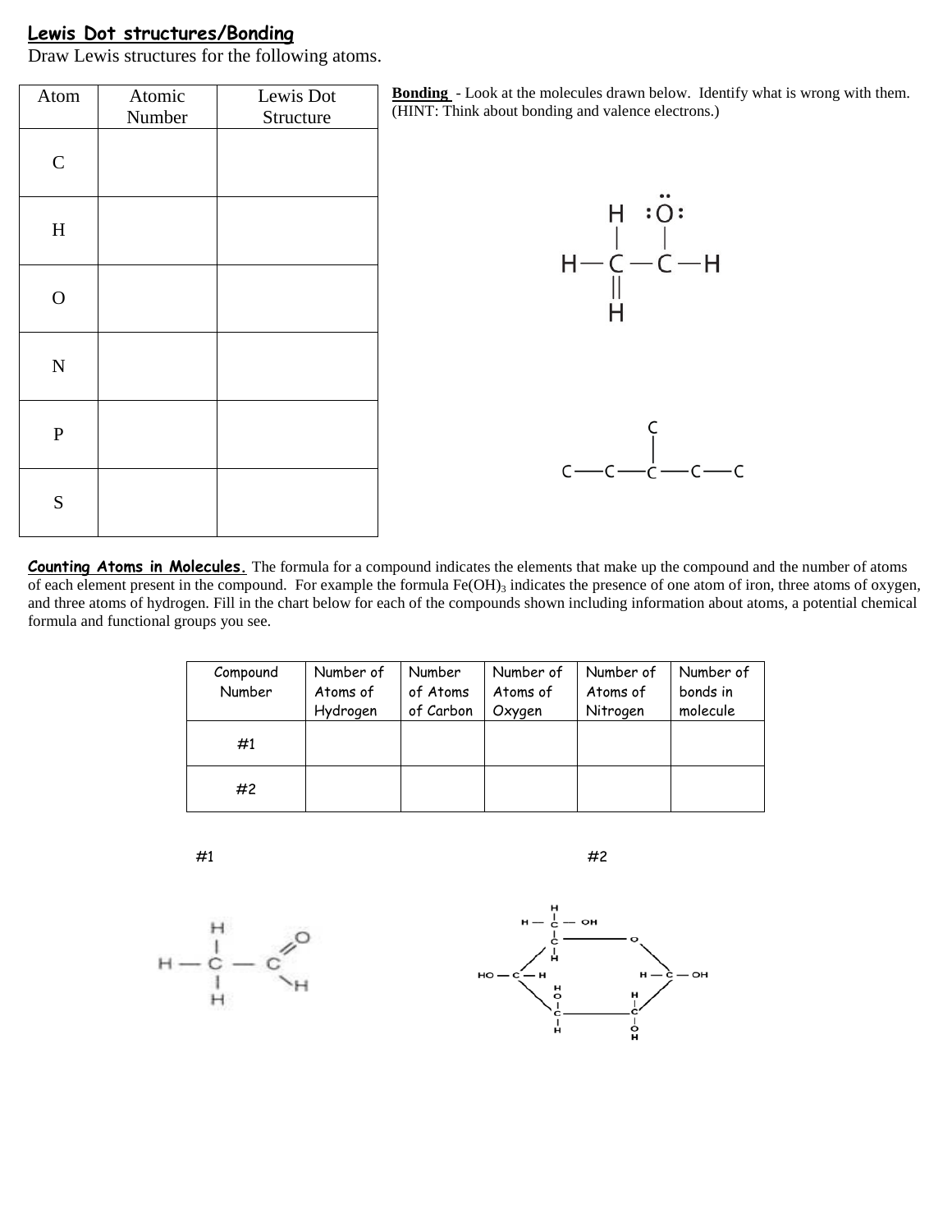## Lewis Dot structures/Bonding

Draw Lewis structures for the following atoms.

| Atom | Atomic Number | Lewis Dot Structure |
|---|---|---|
| C | | |
| H | | |
| O | | |
| N | | |
| P | | |
| S | | |

**Bonding** - Look at the molecules drawn below. Identify what is wrong with them. (HINT: Think about bonding and valence electrons.)

**Counting Atoms in Molecules.** The formula for a compound indicates the elements that make up the compound and the number of atoms of each element present in the compound. For example the formula $Fe(OH)_3$ indicates the presence of one atom of iron, three atoms of oxygen, and three atoms of hydrogen. Fill in the chart below for each of the compounds shown including information about atoms, a potential chemical formula and functional groups you see.

| Compound Number | Number of Atoms of Hydrogen | Number of Atoms of Carbon | Number of Atoms of Oxygen | Number of Atoms of Nitrogen | Number of bonds in molecule |
|---|---|---|---|---|---|
| #1 | | | | | |
| #2 | | | | | |

#1

#2